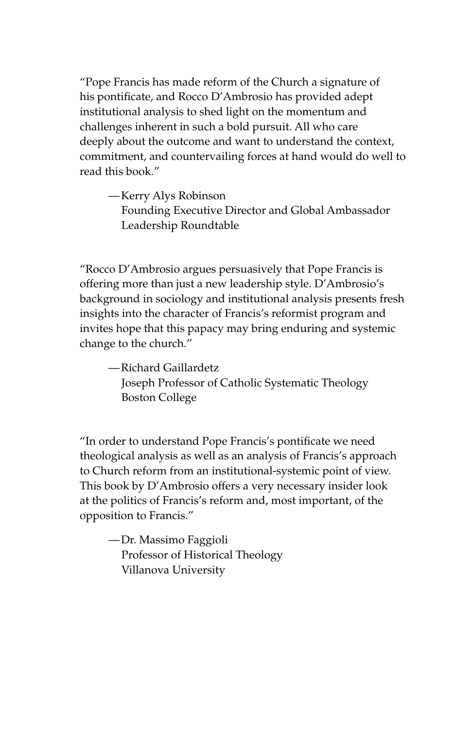"Pope Francis has made reform of the Church a signature of his pontificate, and Rocco D'Ambrosio has provided adept institutional analysis to shed light on the momentum and challenges inherent in such a bold pursuit. All who care deeply about the outcome and want to understand the context, commitment, and countervailing forces at hand would do well to read this book."

—Kerry Alys Robinson  
Founding Executive Director and Global Ambassador  
Leadership Roundtable

"Rocco D'Ambrosio argues persuasively that Pope Francis is offering more than just a new leadership style. D'Ambrosio's background in sociology and institutional analysis presents fresh insights into the character of Francis's reformist program and invites hope that this papacy may bring enduring and systemic change to the church."

—Richard Gaillardetz  
Joseph Professor of Catholic Systematic Theology  
Boston College

"In order to understand Pope Francis's pontificate we need theological analysis as well as an analysis of Francis's approach to Church reform from an institutional-systemic point of view. This book by D'Ambrosio offers a very necessary insider look at the politics of Francis's reform and, most important, of the opposition to Francis."

—Dr. Massimo Faggioli  
Professor of Historical Theology  
Villanova University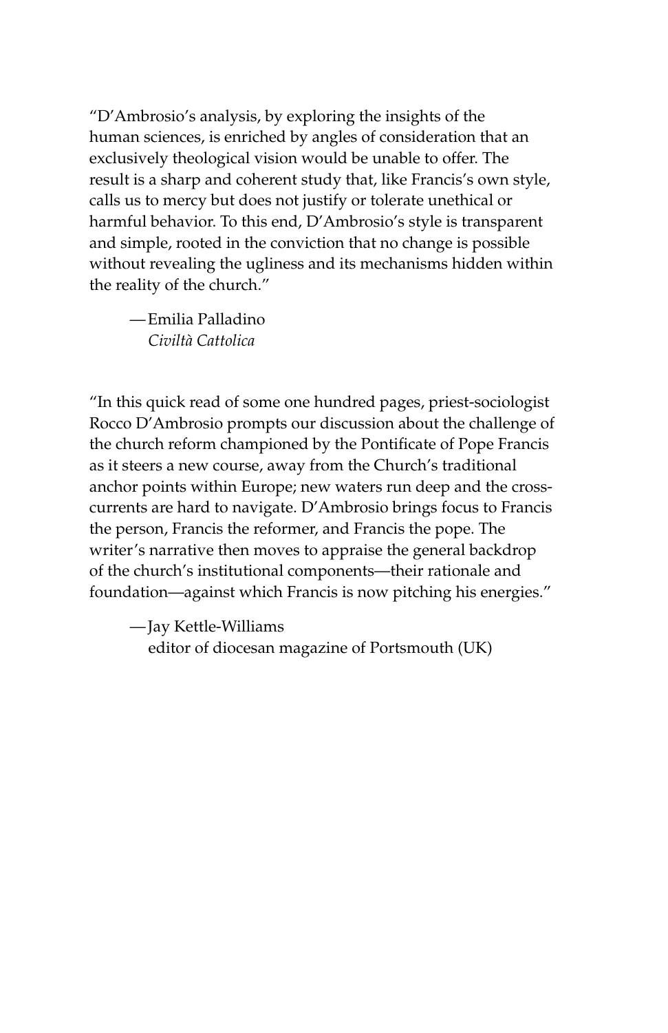"D'Ambrosio's analysis, by exploring the insights of the human sciences, is enriched by angles of consideration that an exclusively theological vision would be unable to offer. The result is a sharp and coherent study that, like Francis's own style, calls us to mercy but does not justify or tolerate unethical or harmful behavior. To this end, D'Ambrosio's style is transparent and simple, rooted in the conviction that no change is possible without revealing the ugliness and its mechanisms hidden within the reality of the church."

—Emilia Palladino
*Civiltà Cattolica*

"In this quick read of some one hundred pages, priest-sociologist Rocco D'Ambrosio prompts our discussion about the challenge of the church reform championed by the Pontificate of Pope Francis as it steers a new course, away from the Church's traditional anchor points within Europe; new waters run deep and the cross-currents are hard to navigate. D'Ambrosio brings focus to Francis the person, Francis the reformer, and Francis the pope. The writer's narrative then moves to appraise the general backdrop of the church's institutional components—their rationale and foundation—against which Francis is now pitching his energies."

—Jay Kettle-Williams
editor of diocesan magazine of Portsmouth (UK)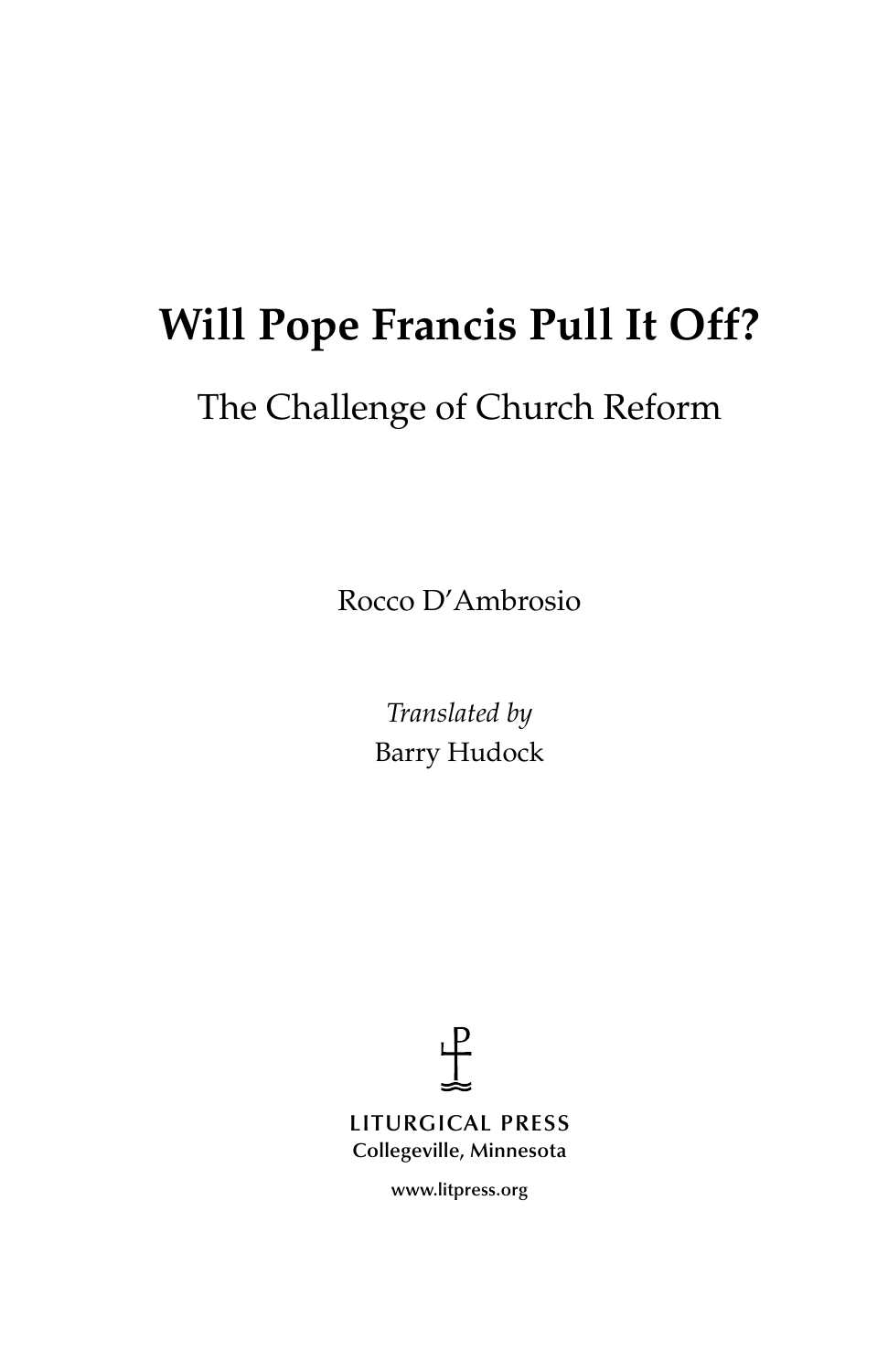# Will Pope Francis Pull It Off?

## The Challenge of Church Reform

Rocco D'Ambrosio

*Translated by*
Barry Hudock

LITURGICAL PRESS
Collegeville, Minnesota

www.litpress.org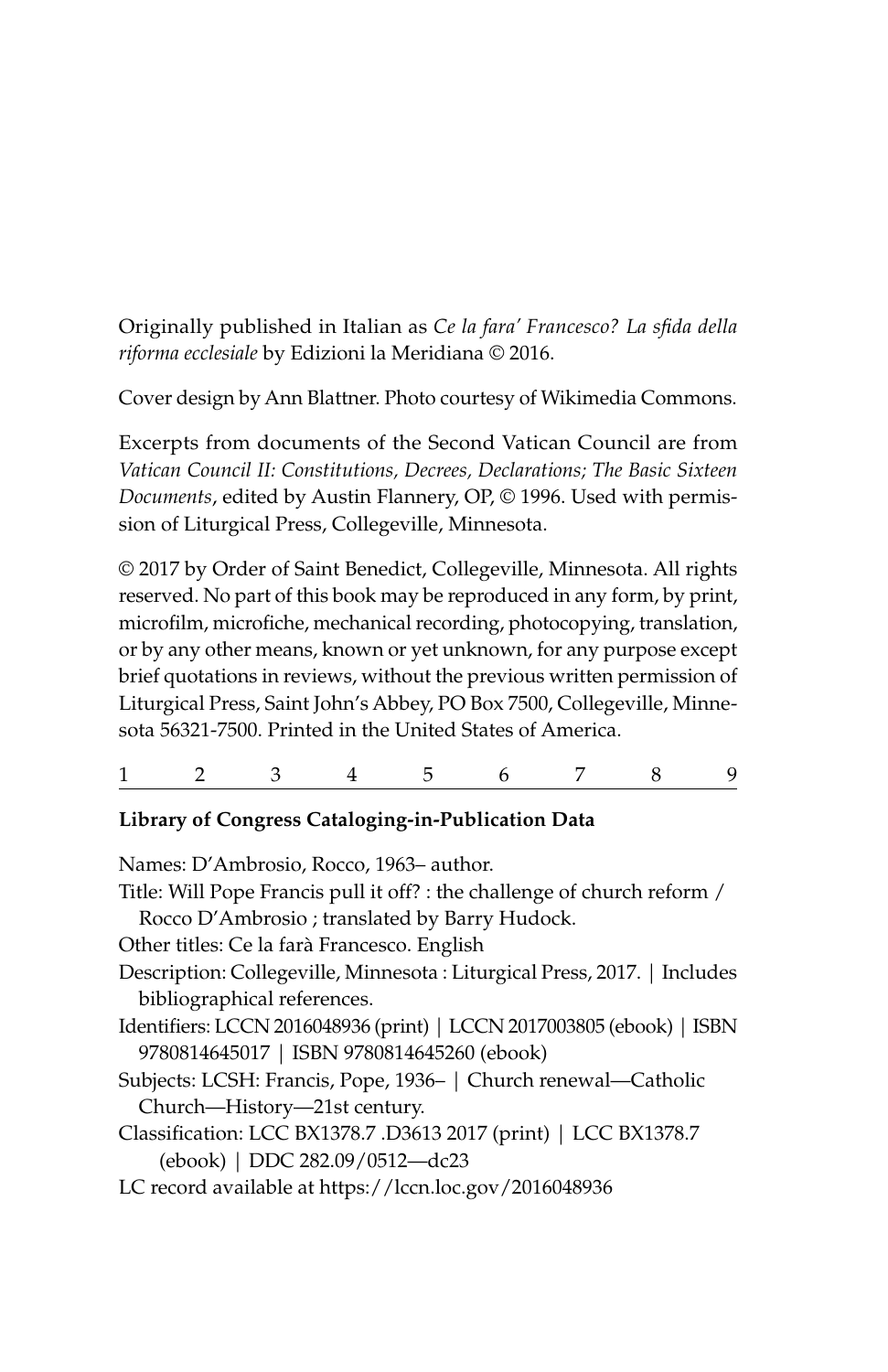Originally published in Italian as *Ce la fara' Francesco? La sfida della riforma ecclesiale* by Edizioni la Meridiana © 2016.

Cover design by Ann Blattner. Photo courtesy of Wikimedia Commons.

Excerpts from documents of the Second Vatican Council are from *Vatican Council II: Constitutions, Decrees, Declarations; The Basic Sixteen Documents*, edited by Austin Flannery, OP, © 1996. Used with permission of Liturgical Press, Collegeville, Minnesota.

© 2017 by Order of Saint Benedict, Collegeville, Minnesota. All rights reserved. No part of this book may be reproduced in any form, by print, microfilm, microfiche, mechanical recording, photocopying, translation, or by any other means, known or yet unknown, for any purpose except brief quotations in reviews, without the previous written permission of Liturgical Press, Saint John's Abbey, PO Box 7500, Collegeville, Minnesota 56321-7500. Printed in the United States of America.

1 2 3 4 5 6 7 8 9

**Library of Congress Cataloging-in-Publication Data**

Names: D'Ambrosio, Rocco, 1963– author.
Title: Will Pope Francis pull it off? : the challenge of church reform / Rocco D'Ambrosio ; translated by Barry Hudock.
Other titles: Ce la farà Francesco. English
Description: Collegeville, Minnesota : Liturgical Press, 2017. | Includes bibliographical references.
Identifiers: LCCN 2016048936 (print) | LCCN 2017003805 (ebook) | ISBN 9780814645017 | ISBN 9780814645260 (ebook)
Subjects: LCSH: Francis, Pope, 1936– | Church renewal—Catholic Church—History—21st century.
Classification: LCC BX1378.7 .D3613 2017 (print) | LCC BX1378.7 (ebook) | DDC 282.09/0512—dc23
LC record available at https://lccn.loc.gov/2016048936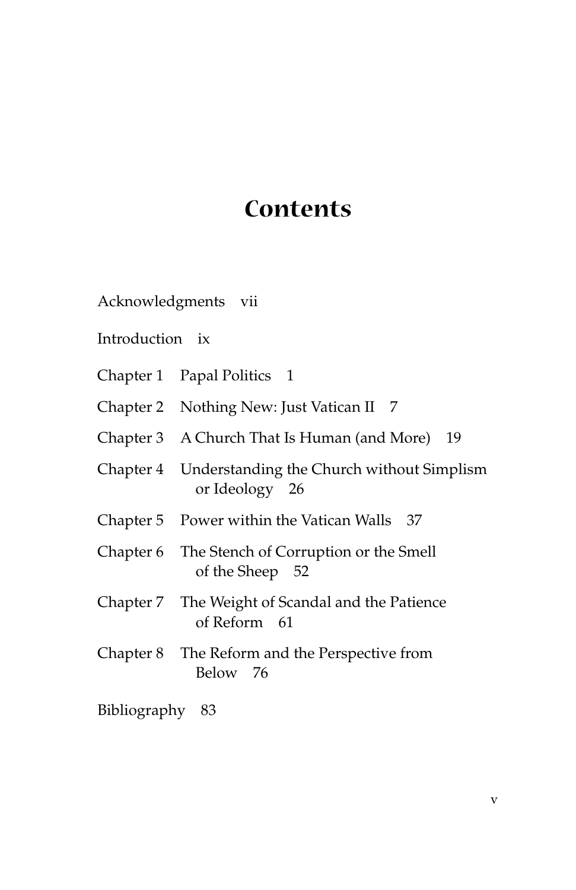# Contents

Acknowledgments vii

Introduction ix

Chapter 1 Papal Politics 1

Chapter 2 Nothing New: Just Vatican II 7

Chapter 3 A Church That Is Human (and More) 19

Chapter 4 Understanding the Church without Simplism or Ideology 26

Chapter 5 Power within the Vatican Walls 37

Chapter 6 The Stench of Corruption or the Smell of the Sheep 52

Chapter 7 The Weight of Scandal and the Patience of Reform 61

Chapter 8 The Reform and the Perspective from Below 76

Bibliography 83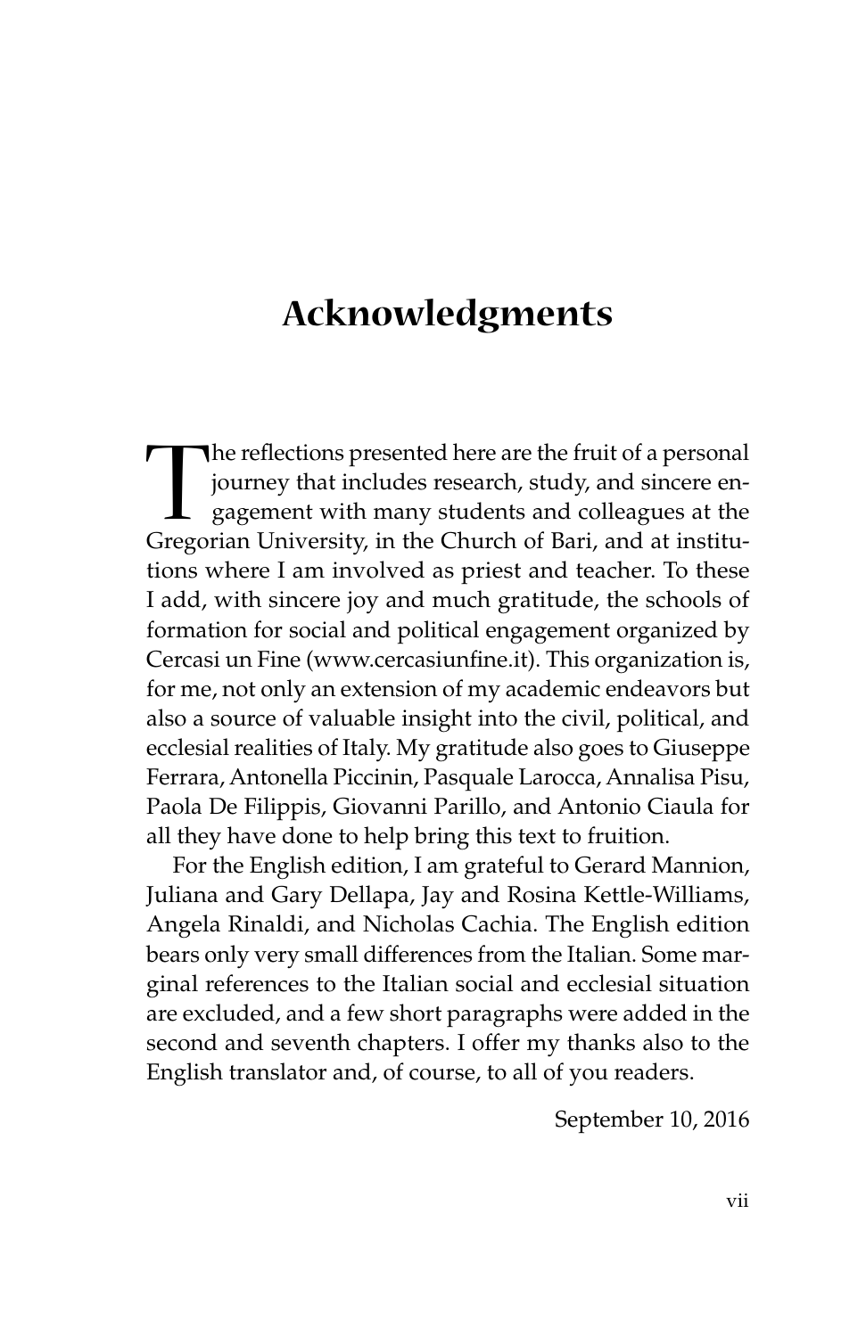# Acknowledgments

The reflections presented here are the fruit of a personal journey that includes research, study, and sincere engagement with many students and colleagues at the Gregorian University, in the Church of Bari, and at institutions where I am involved as priest and teacher. To these I add, with sincere joy and much gratitude, the schools of formation for social and political engagement organized by Cercasi un Fine (www.cercasiunfine.it). This organization is, for me, not only an extension of my academic endeavors but also a source of valuable insight into the civil, political, and ecclesial realities of Italy. My gratitude also goes to Giuseppe Ferrara, Antonella Piccinin, Pasquale Larocca, Annalisa Pisu, Paola De Filippis, Giovanni Parillo, and Antonio Ciaula for all they have done to help bring this text to fruition.

For the English edition, I am grateful to Gerard Mannion, Juliana and Gary Dellapa, Jay and Rosina Kettle-Williams, Angela Rinaldi, and Nicholas Cachia. The English edition bears only very small differences from the Italian. Some marginal references to the Italian social and ecclesial situation are excluded, and a few short paragraphs were added in the second and seventh chapters. I offer my thanks also to the English translator and, of course, to all of you readers.

September 10, 2016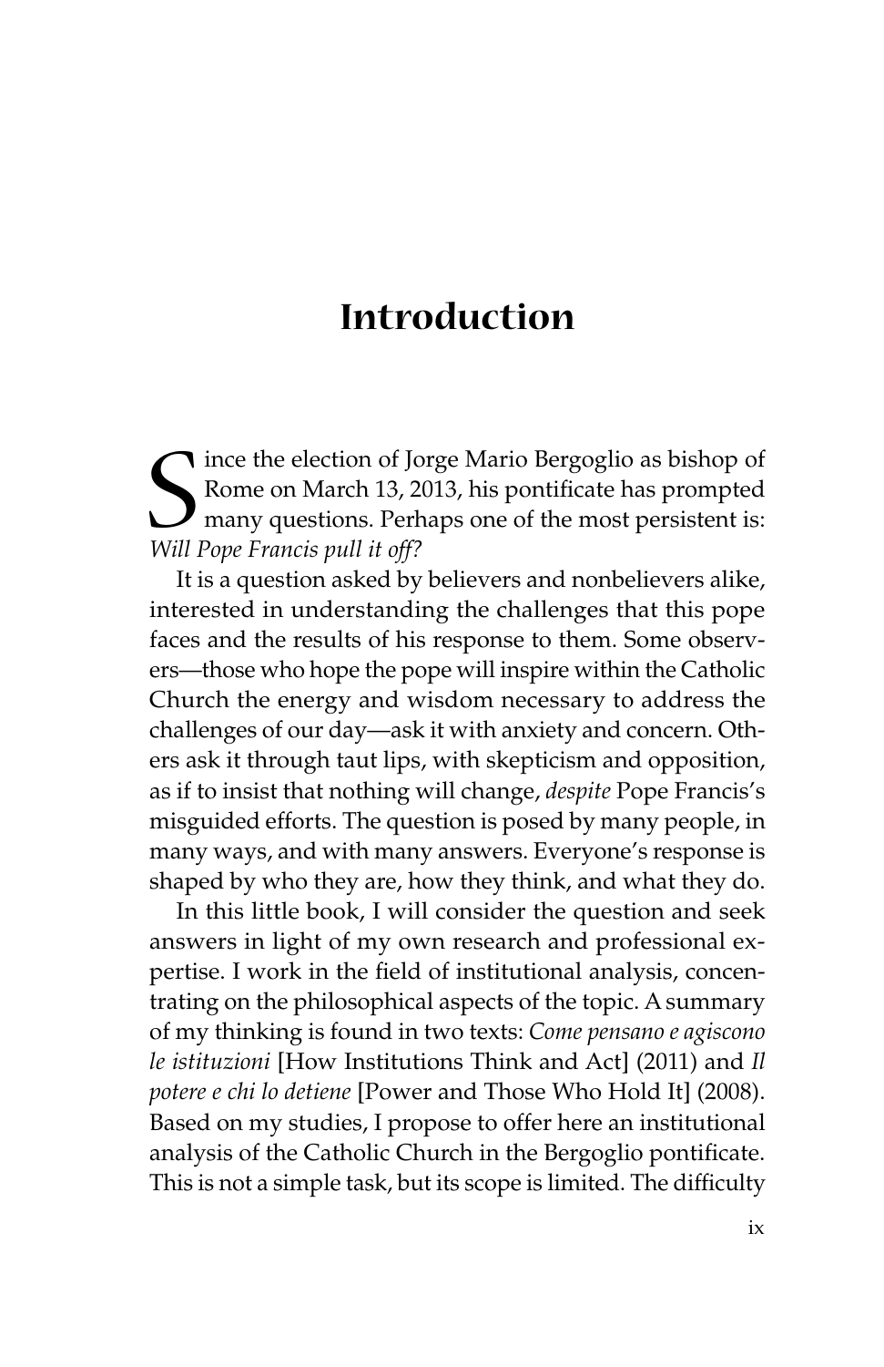# Introduction

Since the election of Jorge Mario Bergoglio as bishop of Rome on March 13, 2013, his pontificate has prompted many questions. Perhaps one of the most persistent is: *Will Pope Francis pull it off?*

It is a question asked by believers and nonbelievers alike, interested in understanding the challenges that this pope faces and the results of his response to them. Some observers—those who hope the pope will inspire within the Catholic Church the energy and wisdom necessary to address the challenges of our day—ask it with anxiety and concern. Others ask it through taut lips, with skepticism and opposition, as if to insist that nothing will change, *despite* Pope Francis's misguided efforts. The question is posed by many people, in many ways, and with many answers. Everyone's response is shaped by who they are, how they think, and what they do.

In this little book, I will consider the question and seek answers in light of my own research and professional expertise. I work in the field of institutional analysis, concentrating on the philosophical aspects of the topic. A summary of my thinking is found in two texts: *Come pensano e agiscono le istituzioni* [How Institutions Think and Act] (2011) and *Il potere e chi lo detiene* [Power and Those Who Hold It] (2008). Based on my studies, I propose to offer here an institutional analysis of the Catholic Church in the Bergoglio pontificate. This is not a simple task, but its scope is limited. The difficulty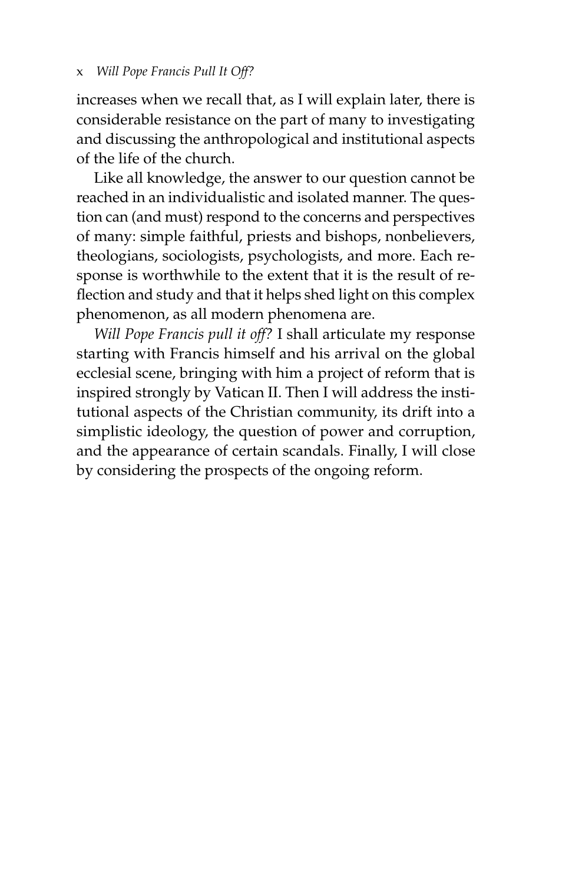increases when we recall that, as I will explain later, there is considerable resistance on the part of many to investigating and discussing the anthropological and institutional aspects of the life of the church.

Like all knowledge, the answer to our question cannot be reached in an individualistic and isolated manner. The question can (and must) respond to the concerns and perspectives of many: simple faithful, priests and bishops, nonbelievers, theologians, sociologists, psychologists, and more. Each response is worthwhile to the extent that it is the result of reflection and study and that it helps shed light on this complex phenomenon, as all modern phenomena are.

*Will Pope Francis pull it off?* I shall articulate my response starting with Francis himself and his arrival on the global ecclesial scene, bringing with him a project of reform that is inspired strongly by Vatican II. Then I will address the institutional aspects of the Christian community, its drift into a simplistic ideology, the question of power and corruption, and the appearance of certain scandals. Finally, I will close by considering the prospects of the ongoing reform.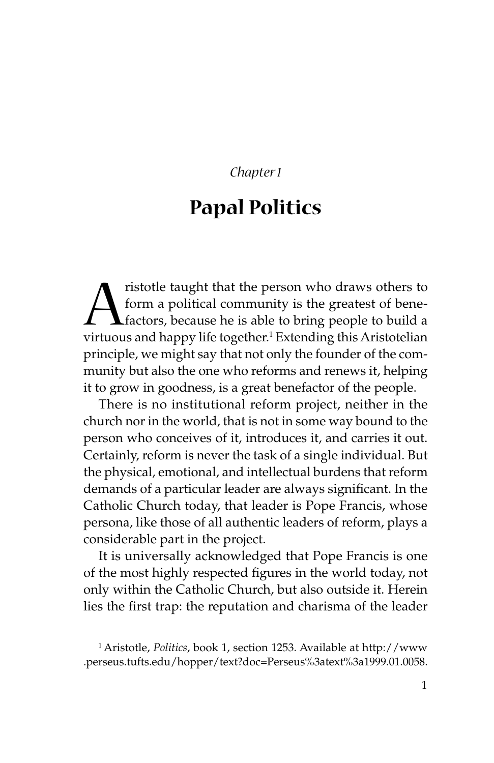*Chapter 1*

# Papal Politics

Aristotle taught that the person who draws others to form a political community is the greatest of benefactors, because he is able to bring people to build a virtuous and happy life together.[1] Extending this Aristotelian principle, we might say that not only the founder of the community but also the one who reforms and renews it, helping it to grow in goodness, is a great benefactor of the people.

There is no institutional reform project, neither in the church nor in the world, that is not in some way bound to the person who conceives of it, introduces it, and carries it out. Certainly, reform is never the task of a single individual. But the physical, emotional, and intellectual burdens that reform demands of a particular leader are always significant. In the Catholic Church today, that leader is Pope Francis, whose persona, like those of all authentic leaders of reform, plays a considerable part in the project.

It is universally acknowledged that Pope Francis is one of the most highly respected figures in the world today, not only within the Catholic Church, but also outside it. Herein lies the first trap: the reputation and charisma of the leader

[1] Aristotle, *Politics*, book 1, section 1253. Available at http://www.perseus.tufts.edu/hopper/text?doc=Perseus%3atext%3a1999.01.0058.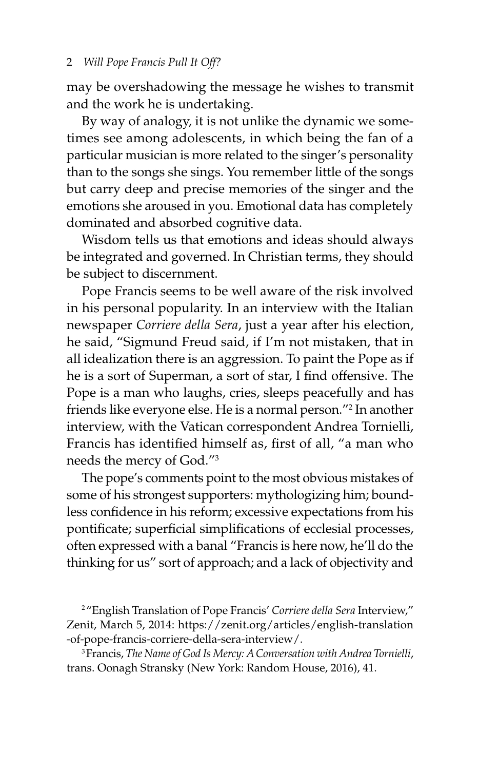may be overshadowing the message he wishes to transmit and the work he is undertaking.

By way of analogy, it is not unlike the dynamic we sometimes see among adolescents, in which being the fan of a particular musician is more related to the singer's personality than to the songs she sings. You remember little of the songs but carry deep and precise memories of the singer and the emotions she aroused in you. Emotional data has completely dominated and absorbed cognitive data.

Wisdom tells us that emotions and ideas should always be integrated and governed. In Christian terms, they should be subject to discernment.

Pope Francis seems to be well aware of the risk involved in his personal popularity. In an interview with the Italian newspaper *Corriere della Sera*, just a year after his election, he said, "Sigmund Freud said, if I'm not mistaken, that in all idealization there is an aggression. To paint the Pope as if he is a sort of Superman, a sort of star, I find offensive. The Pope is a man who laughs, cries, sleeps peacefully and has friends like everyone else. He is a normal person."[2] In another interview, with the Vatican correspondent Andrea Tornielli, Francis has identified himself as, first of all, "a man who needs the mercy of God."[3]

The pope's comments point to the most obvious mistakes of some of his strongest supporters: mythologizing him; boundless confidence in his reform; excessive expectations from his pontificate; superficial simplifications of ecclesial processes, often expressed with a banal "Francis is here now, he'll do the thinking for us" sort of approach; and a lack of objectivity and

[2] "English Translation of Pope Francis' *Corriere della Sera* Interview," Zenit, March 5, 2014: https://zenit.org/articles/english-translation-of-pope-francis-corriere-della-sera-interview/.

[3] Francis, *The Name of God Is Mercy: A Conversation with Andrea Tornielli*, trans. Oonagh Stransky (New York: Random House, 2016), 41.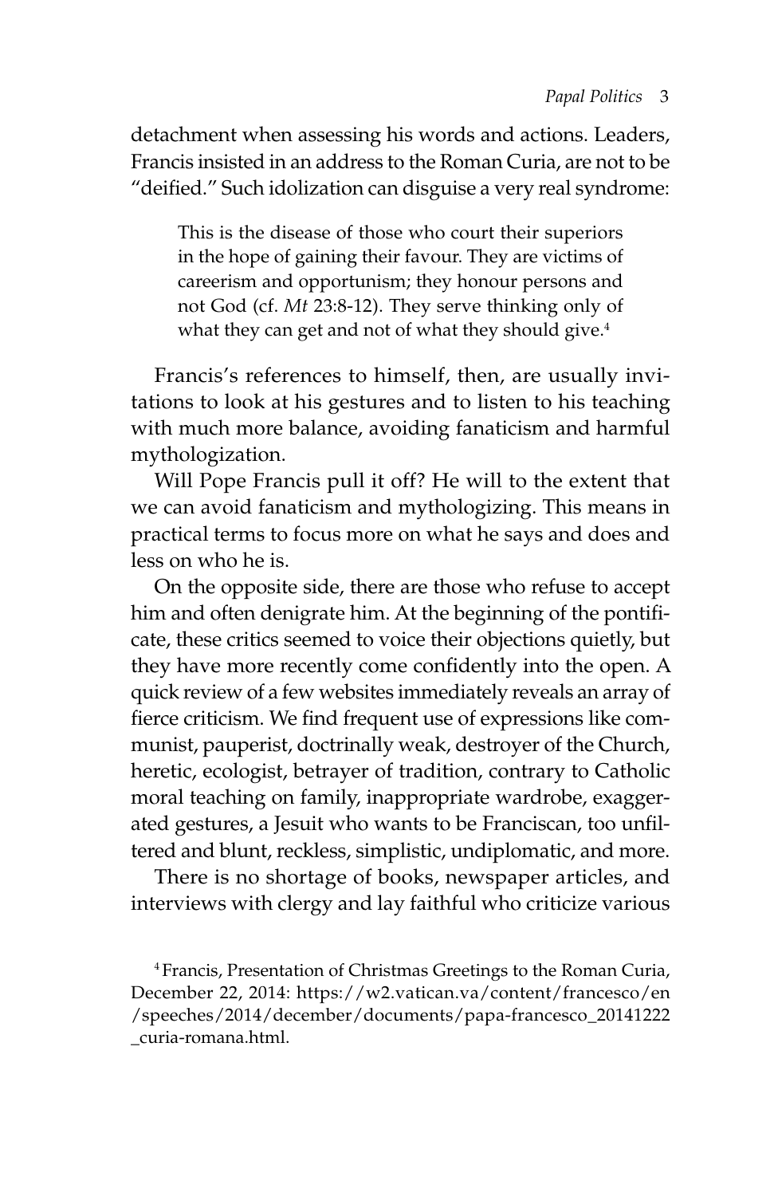detachment when assessing his words and actions. Leaders, Francis insisted in an address to the Roman Curia, are not to be "deified." Such idolization can disguise a very real syndrome:

> This is the disease of those who court their superiors in the hope of gaining their favour. They are victims of careerism and opportunism; they honour persons and not God (cf. *Mt* 23:8-12). They serve thinking only of what they can get and not of what they should give.[4]

Francis's references to himself, then, are usually invitations to look at his gestures and to listen to his teaching with much more balance, avoiding fanaticism and harmful mythologization.

Will Pope Francis pull it off? He will to the extent that we can avoid fanaticism and mythologizing. This means in practical terms to focus more on what he says and does and less on who he is.

On the opposite side, there are those who refuse to accept him and often denigrate him. At the beginning of the pontificate, these critics seemed to voice their objections quietly, but they have more recently come confidently into the open. A quick review of a few websites immediately reveals an array of fierce criticism. We find frequent use of expressions like communist, pauperist, doctrinally weak, destroyer of the Church, heretic, ecologist, betrayer of tradition, contrary to Catholic moral teaching on family, inappropriate wardrobe, exaggerated gestures, a Jesuit who wants to be Franciscan, too unfiltered and blunt, reckless, simplistic, undiplomatic, and more.

There is no shortage of books, newspaper articles, and interviews with clergy and lay faithful who criticize various

[4] Francis, Presentation of Christmas Greetings to the Roman Curia, December 22, 2014: https://w2.vatican.va/content/francesco/en/speeches/2014/december/documents/papa-francesco_20141222_curia-romana.html.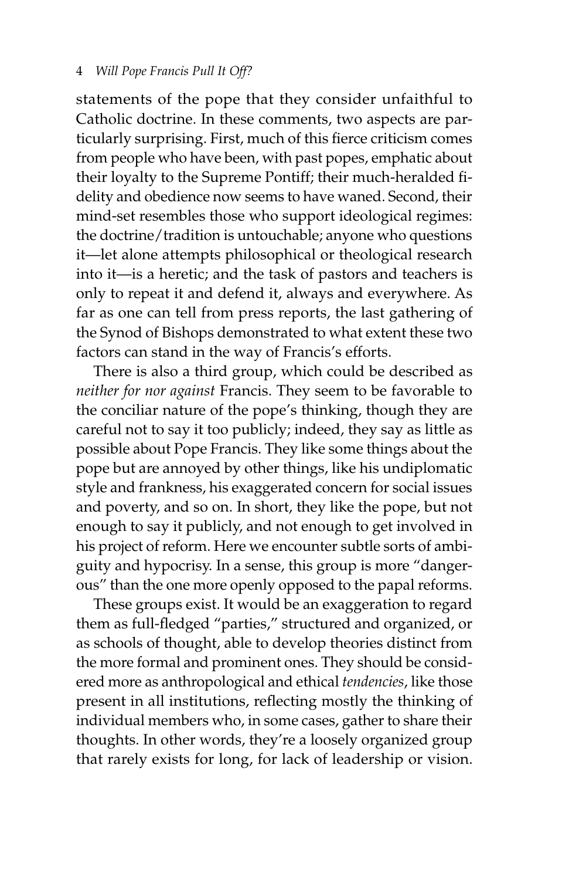statements of the pope that they consider unfaithful to Catholic doctrine. In these comments, two aspects are particularly surprising. First, much of this fierce criticism comes from people who have been, with past popes, emphatic about their loyalty to the Supreme Pontiff; their much-heralded fidelity and obedience now seems to have waned. Second, their mind-set resembles those who support ideological regimes: the doctrine/tradition is untouchable; anyone who questions it—let alone attempts philosophical or theological research into it—is a heretic; and the task of pastors and teachers is only to repeat it and defend it, always and everywhere. As far as one can tell from press reports, the last gathering of the Synod of Bishops demonstrated to what extent these two factors can stand in the way of Francis's efforts.

There is also a third group, which could be described as *neither for nor against* Francis. They seem to be favorable to the conciliar nature of the pope's thinking, though they are careful not to say it too publicly; indeed, they say as little as possible about Pope Francis. They like some things about the pope but are annoyed by other things, like his undiplomatic style and frankness, his exaggerated concern for social issues and poverty, and so on. In short, they like the pope, but not enough to say it publicly, and not enough to get involved in his project of reform. Here we encounter subtle sorts of ambiguity and hypocrisy. In a sense, this group is more "dangerous" than the one more openly opposed to the papal reforms.

These groups exist. It would be an exaggeration to regard them as full-fledged "parties," structured and organized, or as schools of thought, able to develop theories distinct from the more formal and prominent ones. They should be considered more as anthropological and ethical *tendencies*, like those present in all institutions, reflecting mostly the thinking of individual members who, in some cases, gather to share their thoughts. In other words, they're a loosely organized group that rarely exists for long, for lack of leadership or vision.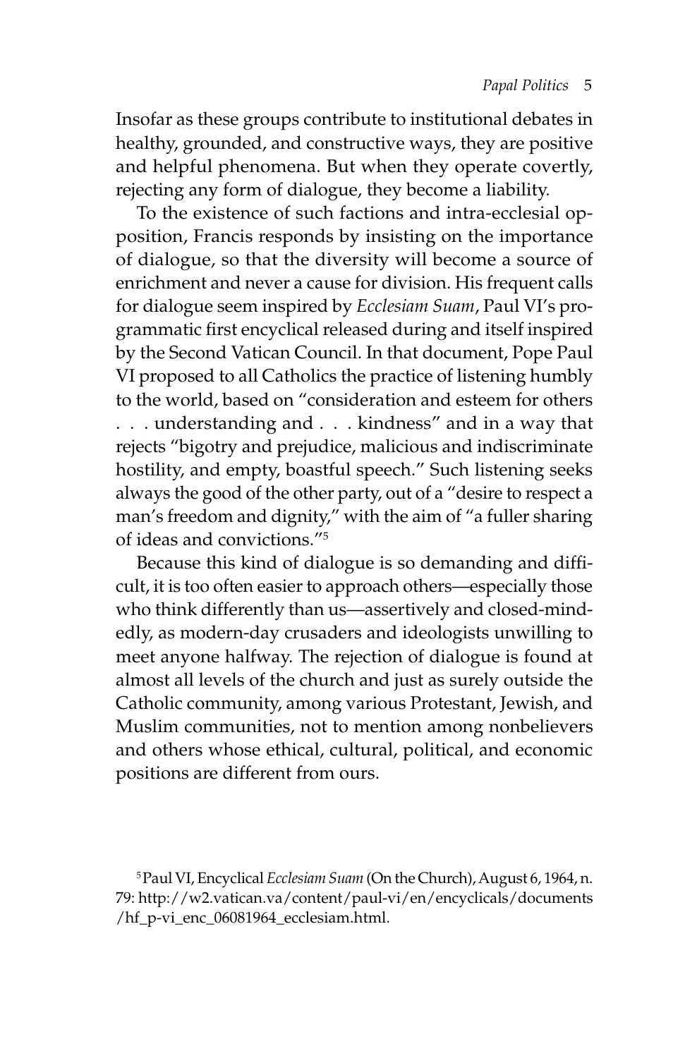Insofar as these groups contribute to institutional debates in healthy, grounded, and constructive ways, they are positive and helpful phenomena. But when they operate covertly, rejecting any form of dialogue, they become a liability.

To the existence of such factions and intra-ecclesial opposition, Francis responds by insisting on the importance of dialogue, so that the diversity will become a source of enrichment and never a cause for division. His frequent calls for dialogue seem inspired by *Ecclesiam Suam*, Paul VI's programmatic first encyclical released during and itself inspired by the Second Vatican Council. In that document, Pope Paul VI proposed to all Catholics the practice of listening humbly to the world, based on "consideration and esteem for others . . . understanding and . . . kindness" and in a way that rejects "bigotry and prejudice, malicious and indiscriminate hostility, and empty, boastful speech." Such listening seeks always the good of the other party, out of a "desire to respect a man's freedom and dignity," with the aim of "a fuller sharing of ideas and convictions."[5]

Because this kind of dialogue is so demanding and difficult, it is too often easier to approach others—especially those who think differently than us—assertively and closed-mindedly, as modern-day crusaders and ideologists unwilling to meet anyone halfway. The rejection of dialogue is found at almost all levels of the church and just as surely outside the Catholic community, among various Protestant, Jewish, and Muslim communities, not to mention among nonbelievers and others whose ethical, cultural, political, and economic positions are different from ours.

[5] Paul VI, Encyclical *Ecclesiam Suam* (On the Church), August 6, 1964, n. 79: http://w2.vatican.va/content/paul-vi/en/encyclicals/documents/hf_p-vi_enc_06081964_ecclesiam.html.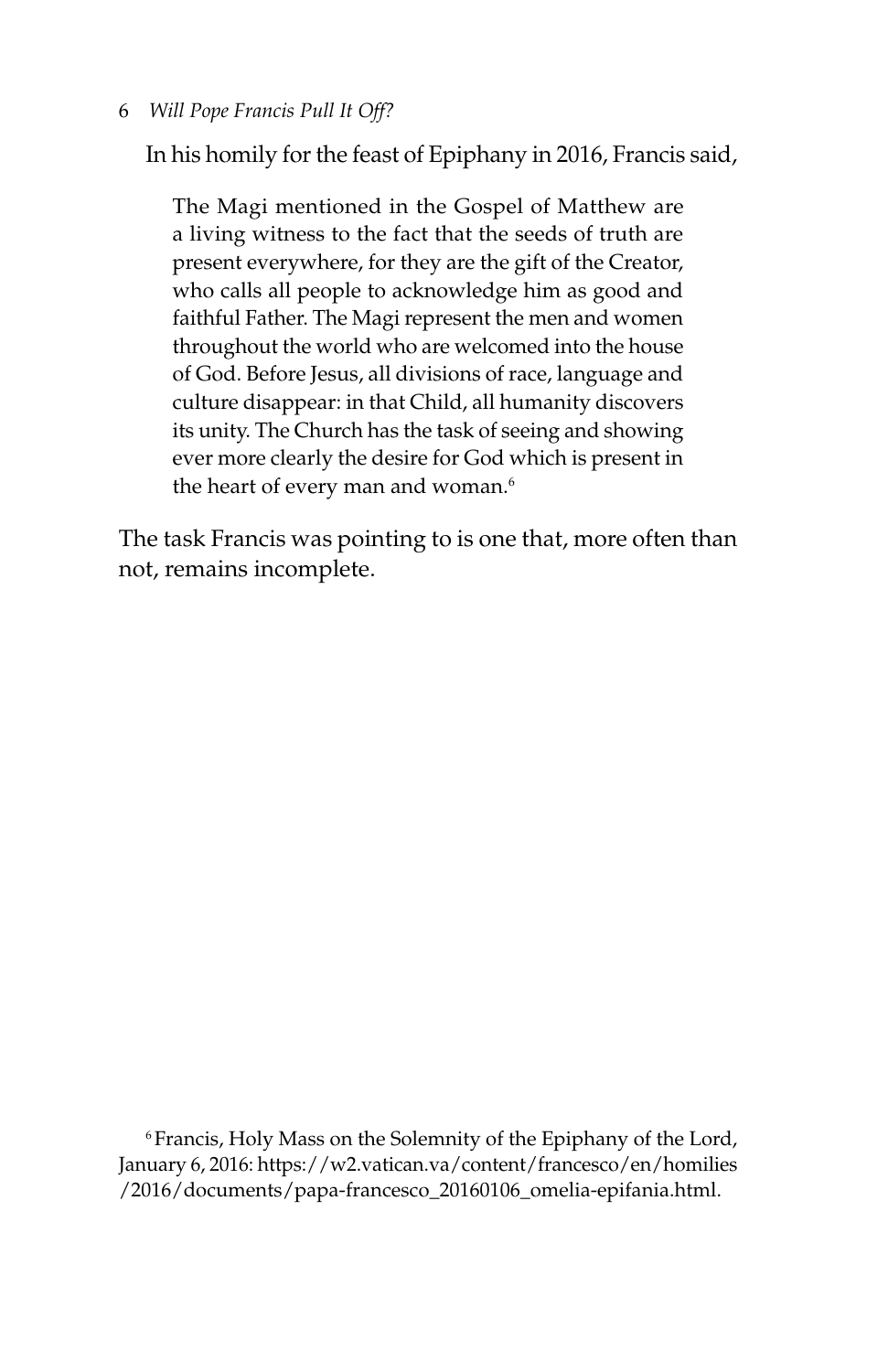In his homily for the feast of Epiphany in 2016, Francis said,

> The Magi mentioned in the Gospel of Matthew are a living witness to the fact that the seeds of truth are present everywhere, for they are the gift of the Creator, who calls all people to acknowledge him as good and faithful Father. The Magi represent the men and women throughout the world who are welcomed into the house of God. Before Jesus, all divisions of race, language and culture disappear: in that Child, all humanity discovers its unity. The Church has the task of seeing and showing ever more clearly the desire for God which is present in the heart of every man and woman.[6]

The task Francis was pointing to is one that, more often than not, remains incomplete.

[6] Francis, Holy Mass on the Solemnity of the Epiphany of the Lord, January 6, 2016: https://w2.vatican.va/content/francesco/en/homilies/2016/documents/papa-francesco_20160106_omelia-epifania.html.